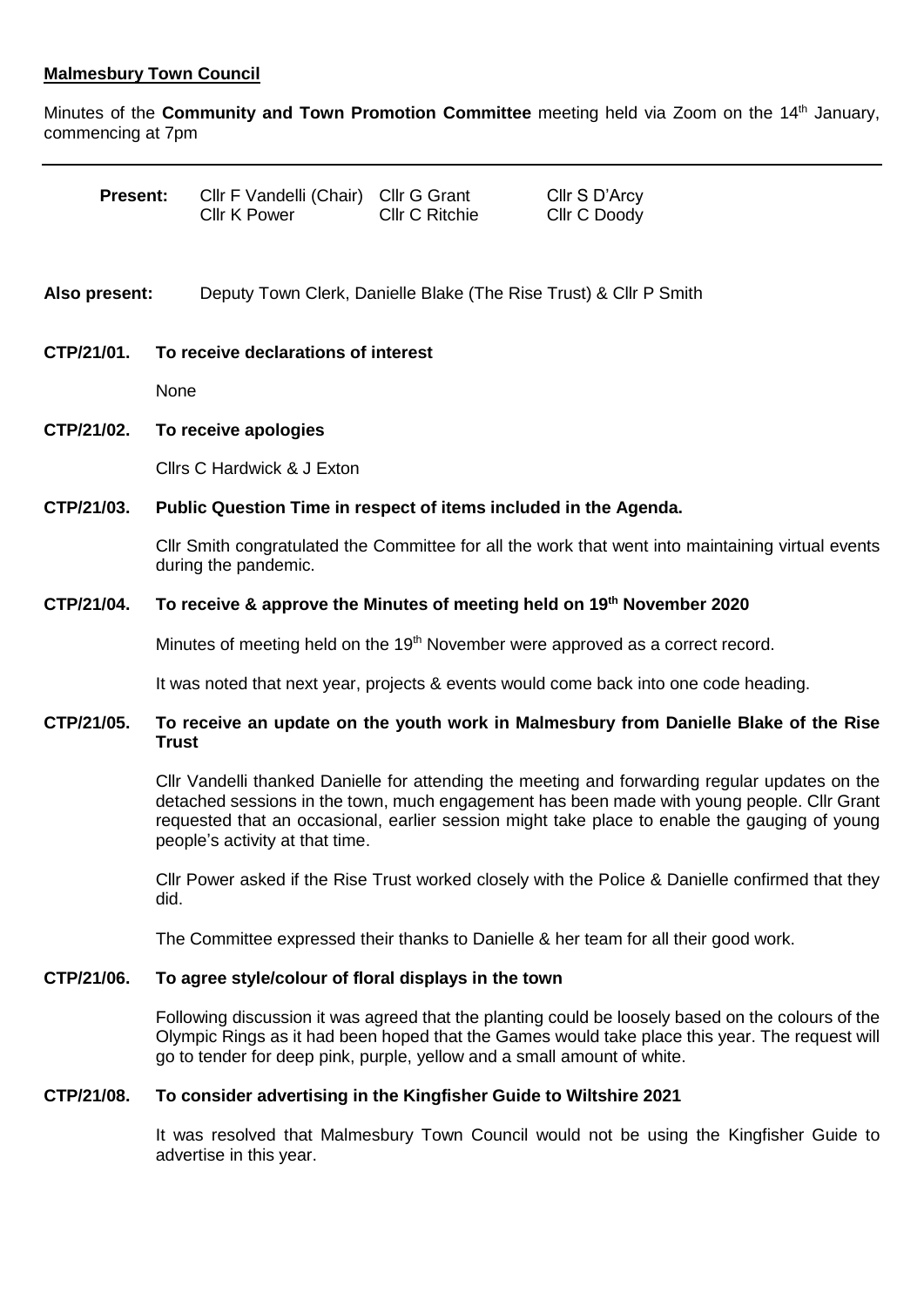**Malmesbury Town Council**

Minutes of the **Community and Town Promotion Committee** meeting held via Zoom on the 14th January, commencing at 7pm

---

| **Present:** | Cllr F Vandelli (Chair) | Cllr G Grant | Cllr S D'Arcy |
|---|---|---|---|
| | Cllr K Power | Cllr C Ritchie | Cllr C Doody |

**Also present:** Deputy Town Clerk, Danielle Blake (The Rise Trust) & Cllr P Smith

**CTP/21/01. To receive declarations of interest**

None

**CTP/21/02. To receive apologies**

Cllrs C Hardwick & J Exton

**CTP/21/03. Public Question Time in respect of items included in the Agenda.**

Cllr Smith congratulated the Committee for all the work that went into maintaining virtual events during the pandemic.

**CTP/21/04. To receive & approve the Minutes of meeting held on 19th November 2020**

Minutes of meeting held on the 19th November were approved as a correct record.

It was noted that next year, projects & events would come back into one code heading.

**CTP/21/05. To receive an update on the youth work in Malmesbury from Danielle Blake of the Rise Trust**

Cllr Vandelli thanked Danielle for attending the meeting and forwarding regular updates on the detached sessions in the town, much engagement has been made with young people. Cllr Grant requested that an occasional, earlier session might take place to enable the gauging of young people's activity at that time.

Cllr Power asked if the Rise Trust worked closely with the Police & Danielle confirmed that they did.

The Committee expressed their thanks to Danielle & her team for all their good work.

**CTP/21/06. To agree style/colour of floral displays in the town**

Following discussion it was agreed that the planting could be loosely based on the colours of the Olympic Rings as it had been hoped that the Games would take place this year. The request will go to tender for deep pink, purple, yellow and a small amount of white.

**CTP/21/08. To consider advertising in the Kingfisher Guide to Wiltshire 2021**

It was resolved that Malmesbury Town Council would not be using the Kingfisher Guide to advertise in this year.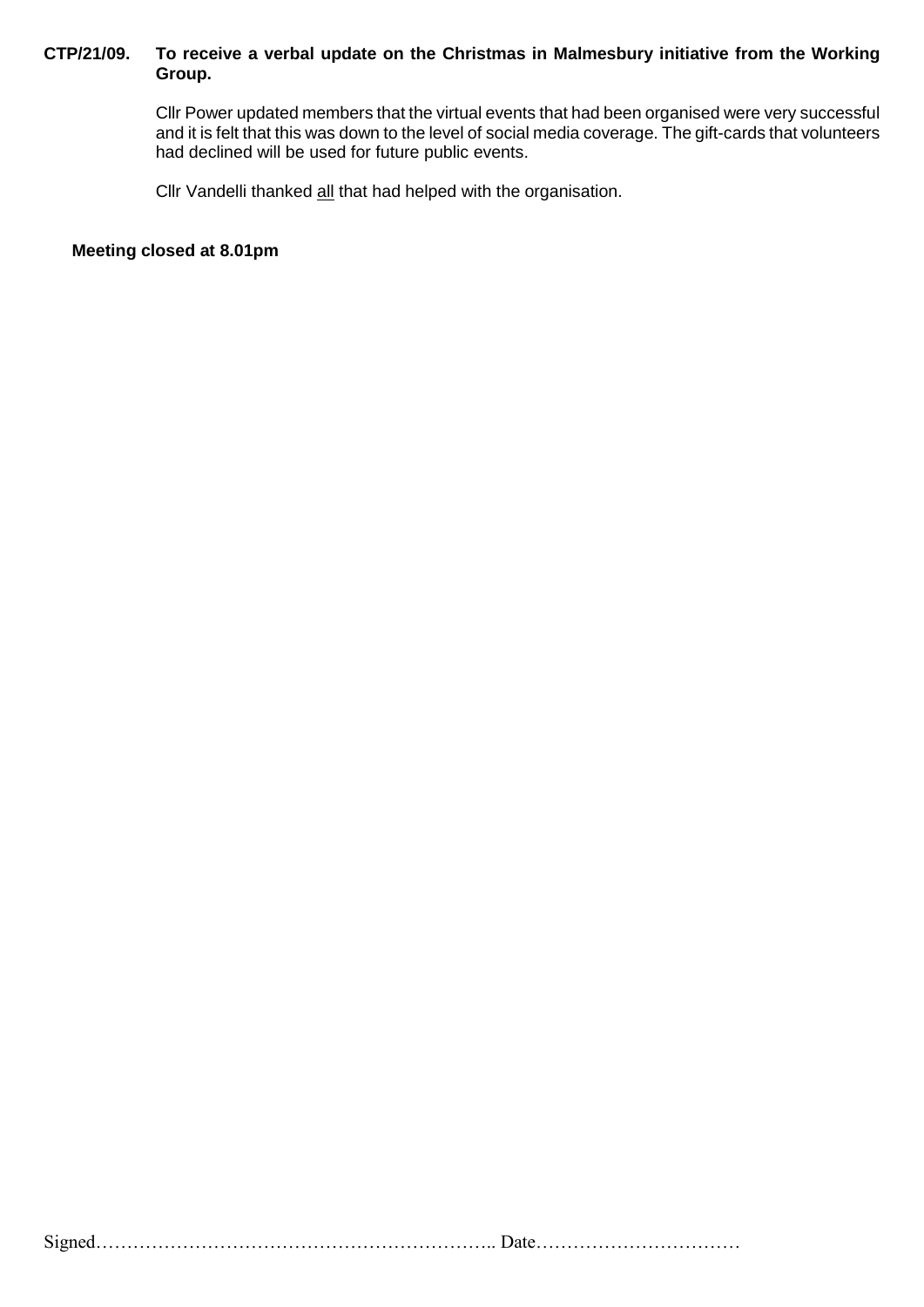**CTP/21/09. To receive a verbal update on the Christmas in Malmesbury initiative from the Working Group.**

Cllr Power updated members that the virtual events that had been organised were very successful and it is felt that this was down to the level of social media coverage. The gift-cards that volunteers had declined will be used for future public events.

Cllr Vandelli thanked all that had helped with the organisation.

**Meeting closed at 8.01pm**

Signed……………………………………………………….. Date……………………………